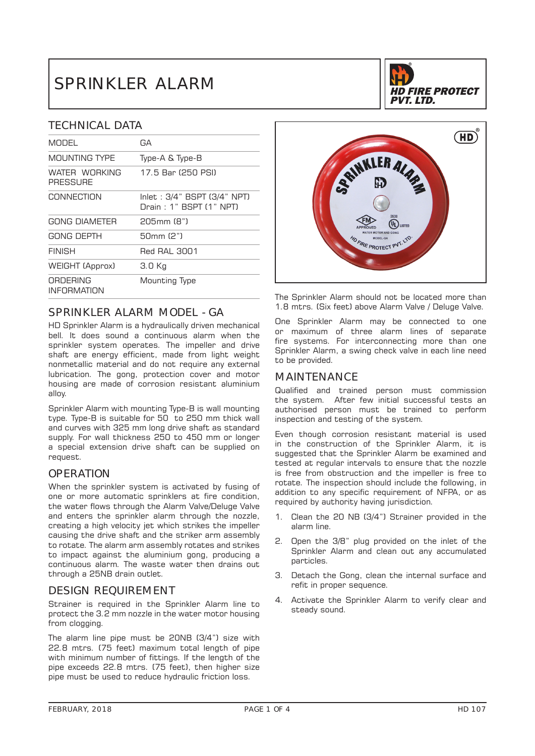# SPRINKLER ALARM

**HD FIRE PROTECT PVT. LTD.**

## TECHNICAL DATA

| | |
|---|---|
| MODEL | GA |
| MOUNTING TYPE | Type-A & Type-B |
| WATER WORKING PRESSURE | 17.5 Bar (250 PSI) |
| CONNECTION | Inlet : 3/4" BSPT (3/4" NPT) Drain : 1" BSPT (1" NPT) |
| GONG DIAMETER | 205mm (8") |
| GONG DEPTH | 50mm (2") |
| FINISH | Red RAL 3001 |
| WEIGHT (Approx) | 3.0 Kg |
| ORDERING INFORMATION | Mounting Type |

## SPRINKLER ALARM MODEL - GA

HD Sprinkler Alarm is a hydraulically driven mechanical bell. It does sound a continuous alarm when the sprinkler system operates. The impeller and drive shaft are energy efficient, made from light weight nonmetallic material and do not require any external lubrication. The gong, protection cover and motor housing are made of corrosion resistant aluminium alloy.

Sprinkler Alarm with mounting Type-B is wall mounting type. Type-B is suitable for 50 to 250 mm thick wall and curves with 325 mm long drive shaft as standard supply. For wall thickness 250 to 450 mm or longer a special extension drive shaft can be supplied on request.

## OPERATION

When the sprinkler system is activated by fusing of one or more automatic sprinklers at fire condition, the water flows through the Alarm Valve/Deluge Valve and enters the sprinkler alarm through the nozzle, creating a high velocity jet which strikes the impeller causing the drive shaft and the striker arm assembly to rotate. The alarm arm assembly rotates and strikes to impact against the aluminium gong, producing a continuous alarm. The waste water then drains out through a 25NB drain outlet.

## DESIGN REQUIREMENT

Strainer is required in the Sprinkler Alarm line to protect the 3.2 mm nozzle in the water motor housing from clogging.

The alarm line pipe must be 20NB (3/4") size with 22.8 mtrs. (75 feet) maximum total length of pipe with minimum number of fittings. If the length of the pipe exceeds 22.8 mtrs. (75 feet), then higher size pipe must be used to reduce hydraulic friction loss.

The Sprinkler Alarm should not be located more than 1.8 mtrs. (Six feet) above Alarm Valve / Deluge Valve.

One Sprinkler Alarm may be connected to one or maximum of three alarm lines of separate fire systems. For interconnecting more than one Sprinkler Alarm, a swing check valve in each line need to be provided.

## MAINTENANCE

Qualified and trained person must commission the system. After few initial successful tests an authorised person must be trained to perform inspection and testing of the system.

Even though corrosion resistant material is used in the construction of the Sprinkler Alarm, it is suggested that the Sprinkler Alarm be examined and tested at regular intervals to ensure that the nozzle is free from obstruction and the impeller is free to rotate. The inspection should include the following, in addition to any specific requirement of NFPA, or as required by authority having jurisdiction.

1. Clean the 20 NB (3/4") Strainer provided in the alarm line.
2. Open the 3/8" plug provided on the inlet of the Sprinkler Alarm and clean out any accumulated particles.
3. Detach the Gong, clean the internal surface and refit in proper sequence.
4. Activate the Sprinkler Alarm to verify clear and steady sound.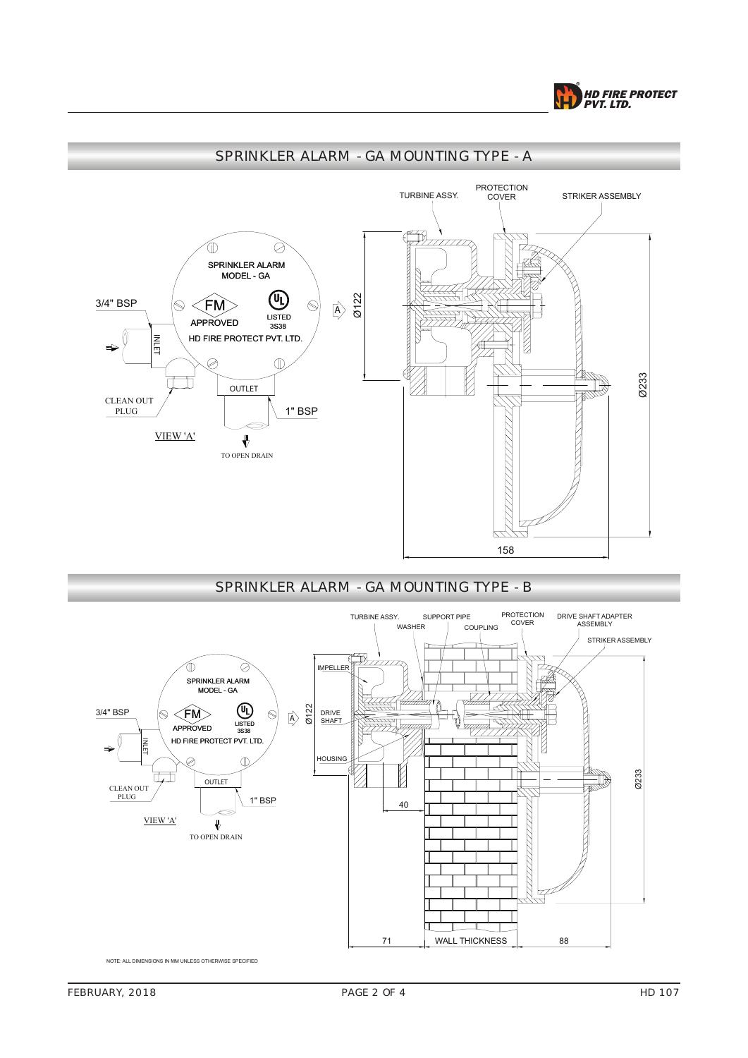## SPRINKLER ALARM - GA MOUNTING TYPE - A

SPRINKLER ALARM
MODEL - GA

FM APPROVED

UL LISTED 3S38

HD FIRE PROTECT PVT. LTD.

3/4" BSP

INLET

CLEAN OUT PLUG

OUTLET

1" BSP

VIEW 'A'

TO OPEN DRAIN

A

Ø122

TURBINE ASSY.

PROTECTION COVER

STRIKER ASSEMBLY

Ø233

158

## SPRINKLER ALARM - GA MOUNTING TYPE - B

SPRINKLER ALARM
MODEL - GA

FM APPROVED

UL LISTED 3S38

HD FIRE PROTECT PVT. LTD.

3/4" BSP

INLET

CLEAN OUT PLUG

OUTLET

1" BSP

VIEW 'A'

TO OPEN DRAIN

A

Ø122

TURBINE ASSY.

WASHER

SUPPORT PIPE

COUPLING

PROTECTION COVER

DRIVE SHAFT ADAPTER ASSEMBLY

STRIKER ASSEMBLY

IMPELLER

DRIVE SHAFT

HOUSING

Ø233

40

71

WALL THICKNESS

88

NOTE: ALL DIMENSIONS IN MM UNLESS OTHERWISE SPECIFIED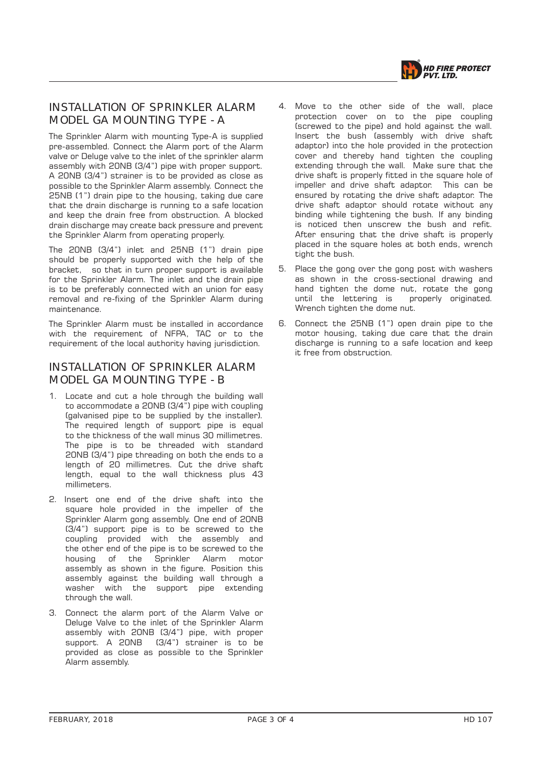## INSTALLATION OF SPRINKLER ALARM MODEL GA MOUNTING TYPE - A

The Sprinkler Alarm with mounting Type-A is supplied pre-assembled. Connect the Alarm port of the Alarm valve or Deluge valve to the inlet of the sprinkler alarm assembly with 20NB (3/4") pipe with proper support. A 20NB (3/4") strainer is to be provided as close as possible to the Sprinkler Alarm assembly. Connect the 25NB (1") drain pipe to the housing, taking due care that the drain discharge is running to a safe location and keep the drain free from obstruction. A blocked drain discharge may create back pressure and prevent the Sprinkler Alarm from operating properly.

The 20NB (3/4") inlet and 25NB (1") drain pipe should be properly supported with the help of the bracket, so that in turn proper support is available for the Sprinkler Alarm. The inlet and the drain pipe is to be preferably connected with an union for easy removal and re-fixing of the Sprinkler Alarm during maintenance.

The Sprinkler Alarm must be installed in accordance with the requirement of NFPA, TAC or to the requirement of the local authority having jurisdiction.

## INSTALLATION OF SPRINKLER ALARM MODEL GA MOUNTING TYPE - B

1. Locate and cut a hole through the building wall to accommodate a 20NB (3/4") pipe with coupling (galvanised pipe to be supplied by the installer). The required length of support pipe is equal to the thickness of the wall minus 30 millimetres. The pipe is to be threaded with standard 20NB (3/4") pipe threading on both the ends to a length of 20 millimetres. Cut the drive shaft length, equal to the wall thickness plus 43 millimeters.
2. Insert one end of the drive shaft into the square hole provided in the impeller of the Sprinkler Alarm gong assembly. One end of 20NB (3/4") support pipe is to be screwed to the coupling provided with the assembly and the other end of the pipe is to be screwed to the housing of the Sprinkler Alarm motor assembly as shown in the figure. Position this assembly against the building wall through a washer with the support pipe extending through the wall.
3. Connect the alarm port of the Alarm Valve or Deluge Valve to the inlet of the Sprinkler Alarm assembly with 20NB (3/4") pipe, with proper support. A 20NB (3/4") strainer is to be provided as close as possible to the Sprinkler Alarm assembly.
4. Move to the other side of the wall, place protection cover on to the pipe coupling (screwed to the pipe) and hold against the wall. Insert the bush (assembly with drive shaft adaptor) into the hole provided in the protection cover and thereby hand tighten the coupling extending through the wall. Make sure that the drive shaft is properly fitted in the square hole of impeller and drive shaft adaptor. This can be ensured by rotating the drive shaft adaptor. The drive shaft adaptor should rotate without any binding while tightening the bush. If any binding is noticed then unscrew the bush and refit. After ensuring that the drive shaft is properly placed in the square holes at both ends, wrench tight the bush.
5. Place the gong over the gong post with washers as shown in the cross-sectional drawing and hand tighten the dome nut, rotate the gong until the lettering is properly originated. Wrench tighten the dome nut.
6. Connect the 25NB (1") open drain pipe to the motor housing, taking due care that the drain discharge is running to a safe location and keep it free from obstruction.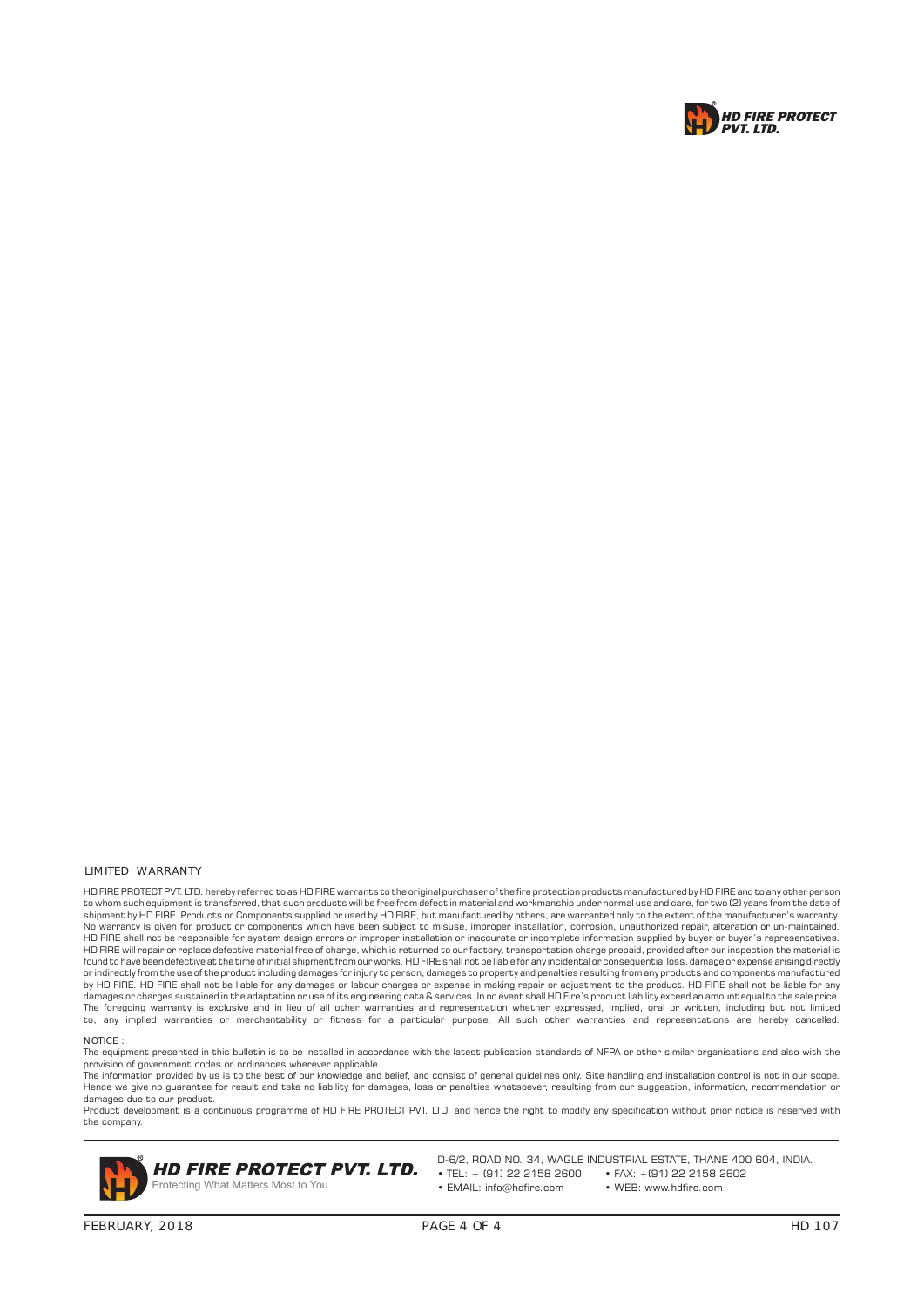## LIMITED WARRANTY

HD FIRE PROTECT PVT. LTD. hereby referred to as HD FIRE warrants to the original purchaser of the fire protection products manufactured by HD FIRE and to any other person to whom such equipment is transferred, that such products will be free from defect in material and workmanship under normal use and care, for two (2) years from the date of shipment by HD FIRE. Products or Components supplied or used by HD FIRE, but manufactured by others, are warranted only to the extent of the manufacturer's warranty. No warranty is given for product or components which have been subject to misuse, improper installation, corrosion, unauthorized repair, alteration or un-maintained. HD FIRE shall not be responsible for system design errors or improper installation or inaccurate or incomplete information supplied by buyer or buyer's representatives. HD FIRE will repair or replace defective material free of charge, which is returned to our factory, transportation charge prepaid, provided after our inspection the material is found to have been defective at the time of initial shipment from our works. HD FIRE shall not be liable for any incidental or consequential loss, damage or expense arising directly or indirectly from the use of the product including damages for injury to person, damages to property and penalties resulting from any products and components manufactured by HD FIRE. HD FIRE shall not be liable for any damages or labour charges or expense in making repair or adjustment to the product. HD FIRE shall not be liable for any damages or charges sustained in the adaptation or use of its engineering data & services. In no event shall HD Fire's product liability exceed an amount equal to the sale price. The foregoing warranty is exclusive and in lieu of all other warranties and representation whether expressed, implied, oral or written, including but not limited to, any implied warranties or merchantability or fitness for a particular purpose. All such other warranties and representations are hereby cancelled.

NOTICE :

The equipment presented in this bulletin is to be installed in accordance with the latest publication standards of NFPA or other similar organisations and also with the provision of government codes or ordinances wherever applicable.

The information provided by us is to the best of our knowledge and belief, and consist of general guidelines only. Site handling and installation control is not in our scope. Hence we give no guarantee for result and take no liability for damages, loss or penalties whatsoever, resulting from our suggestion, information, recommendation or damages due to our product.

Product development is a continuous programme of HD FIRE PROTECT PVT. LTD. and hence the right to modify any specification without prior notice is reserved with the company.

**HD FIRE PROTECT PVT. LTD.**
Protecting What Matters Most to You

D-6/2, ROAD NO. 34, WAGLE INDUSTRIAL ESTATE, THANE 400 604, INDIA.
• TEL: + (91) 22 2158 2600 • FAX: +(91) 22 2158 2602
• EMAIL: info@hdfire.com • WEB: www.hdfire.com

FEBRUARY, 2018 HD 107